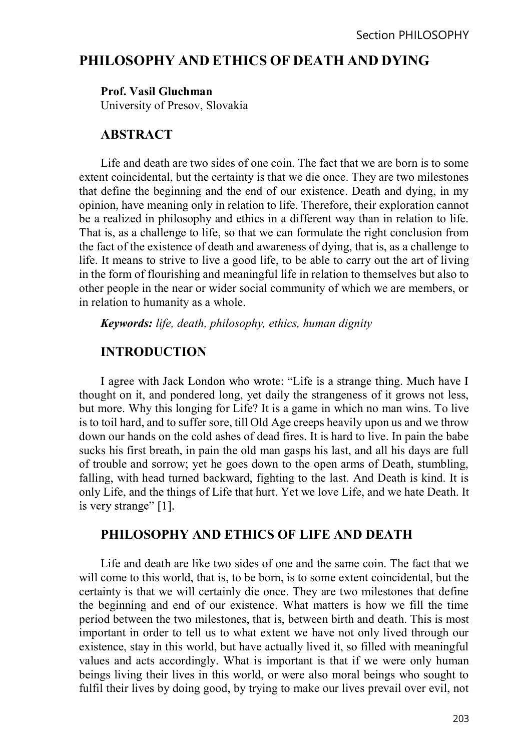# PHILOSOPHY AND ETHICS OF DEATH AND DYING

**Prof. Vasil Gluchman**
University of Presov, Slovakia

## ABSTRACT

Life and death are two sides of one coin. The fact that we are born is to some extent coincidental, but the certainty is that we die once. They are two milestones that define the beginning and the end of our existence. Death and dying, in my opinion, have meaning only in relation to life. Therefore, their exploration cannot be a realized in philosophy and ethics in a different way than in relation to life. That is, as a challenge to life, so that we can formulate the right conclusion from the fact of the existence of death and awareness of dying, that is, as a challenge to life. It means to strive to live a good life, to be able to carry out the art of living in the form of flourishing and meaningful life in relation to themselves but also to other people in the near or wider social community of which we are members, or in relation to humanity as a whole.

***Keywords:*** *life, death, philosophy, ethics, human dignity*

## INTRODUCTION

I agree with Jack London who wrote: "Life is a strange thing. Much have I thought on it, and pondered long, yet daily the strangeness of it grows not less, but more. Why this longing for Life? It is a game in which no man wins. To live is to toil hard, and to suffer sore, till Old Age creeps heavily upon us and we throw down our hands on the cold ashes of dead fires. It is hard to live. In pain the babe sucks his first breath, in pain the old man gasps his last, and all his days are full of trouble and sorrow; yet he goes down to the open arms of Death, stumbling, falling, with head turned backward, fighting to the last. And Death is kind. It is only Life, and the things of Life that hurt. Yet we love Life, and we hate Death. It is very strange" [1].

## PHILOSOPHY AND ETHICS OF LIFE AND DEATH

Life and death are like two sides of one and the same coin. The fact that we will come to this world, that is, to be born, is to some extent coincidental, but the certainty is that we will certainly die once. They are two milestones that define the beginning and end of our existence. What matters is how we fill the time period between the two milestones, that is, between birth and death. This is most important in order to tell us to what extent we have not only lived through our existence, stay in this world, but have actually lived it, so filled with meaningful values and acts accordingly. What is important is that if we were only human beings living their lives in this world, or were also moral beings who sought to fulfil their lives by doing good, by trying to make our lives prevail over evil, not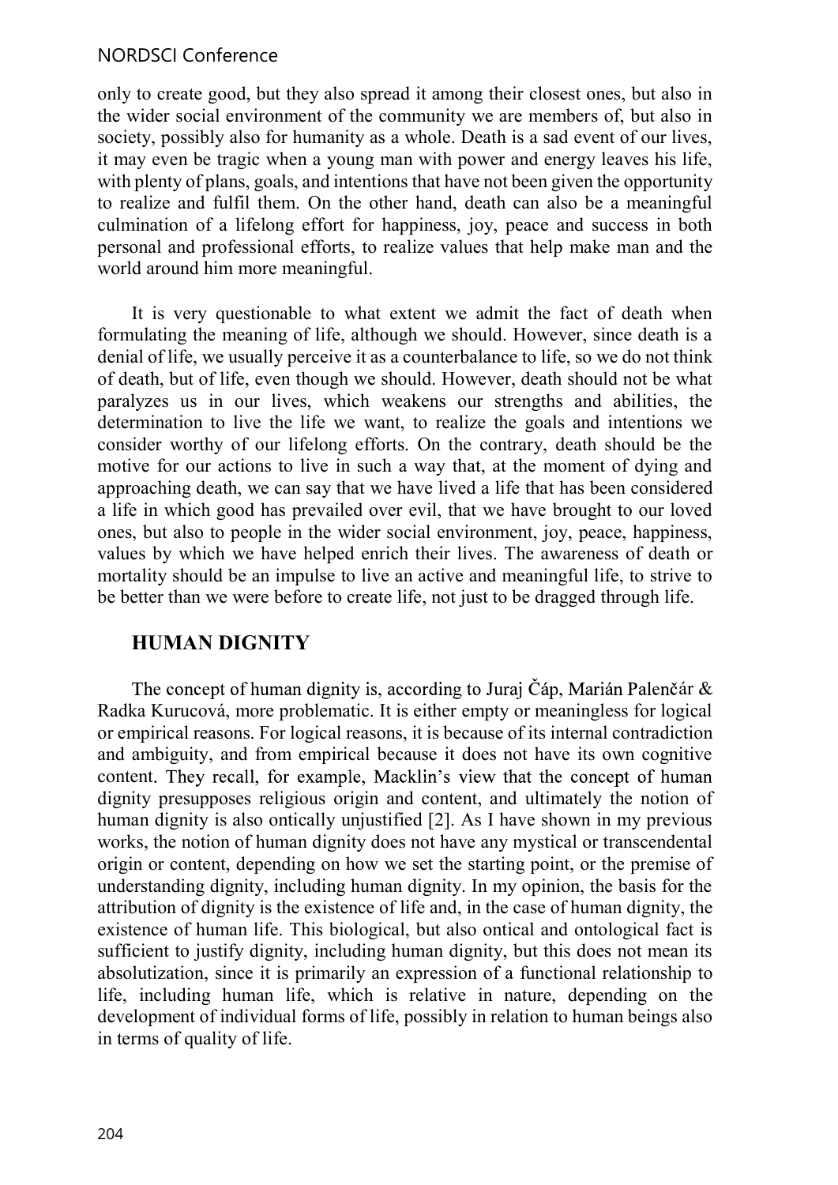only to create good, but they also spread it among their closest ones, but also in the wider social environment of the community we are members of, but also in society, possibly also for humanity as a whole. Death is a sad event of our lives, it may even be tragic when a young man with power and energy leaves his life, with plenty of plans, goals, and intentions that have not been given the opportunity to realize and fulfil them. On the other hand, death can also be a meaningful culmination of a lifelong effort for happiness, joy, peace and success in both personal and professional efforts, to realize values that help make man and the world around him more meaningful.

It is very questionable to what extent we admit the fact of death when formulating the meaning of life, although we should. However, since death is a denial of life, we usually perceive it as a counterbalance to life, so we do not think of death, but of life, even though we should. However, death should not be what paralyzes us in our lives, which weakens our strengths and abilities, the determination to live the life we want, to realize the goals and intentions we consider worthy of our lifelong efforts. On the contrary, death should be the motive for our actions to live in such a way that, at the moment of dying and approaching death, we can say that we have lived a life that has been considered a life in which good has prevailed over evil, that we have brought to our loved ones, but also to people in the wider social environment, joy, peace, happiness, values by which we have helped enrich their lives. The awareness of death or mortality should be an impulse to live an active and meaningful life, to strive to be better than we were before to create life, not just to be dragged through life.

## HUMAN DIGNITY

The concept of human dignity is, according to Juraj Čáp, Marián Palenčár & Radka Kurucová, more problematic. It is either empty or meaningless for logical or empirical reasons. For logical reasons, it is because of its internal contradiction and ambiguity, and from empirical because it does not have its own cognitive content. They recall, for example, Macklin's view that the concept of human dignity presupposes religious origin and content, and ultimately the notion of human dignity is also ontically unjustified [2]. As I have shown in my previous works, the notion of human dignity does not have any mystical or transcendental origin or content, depending on how we set the starting point, or the premise of understanding dignity, including human dignity. In my opinion, the basis for the attribution of dignity is the existence of life and, in the case of human dignity, the existence of human life. This biological, but also ontical and ontological fact is sufficient to justify dignity, including human dignity, but this does not mean its absolutization, since it is primarily an expression of a functional relationship to life, including human life, which is relative in nature, depending on the development of individual forms of life, possibly in relation to human beings also in terms of quality of life.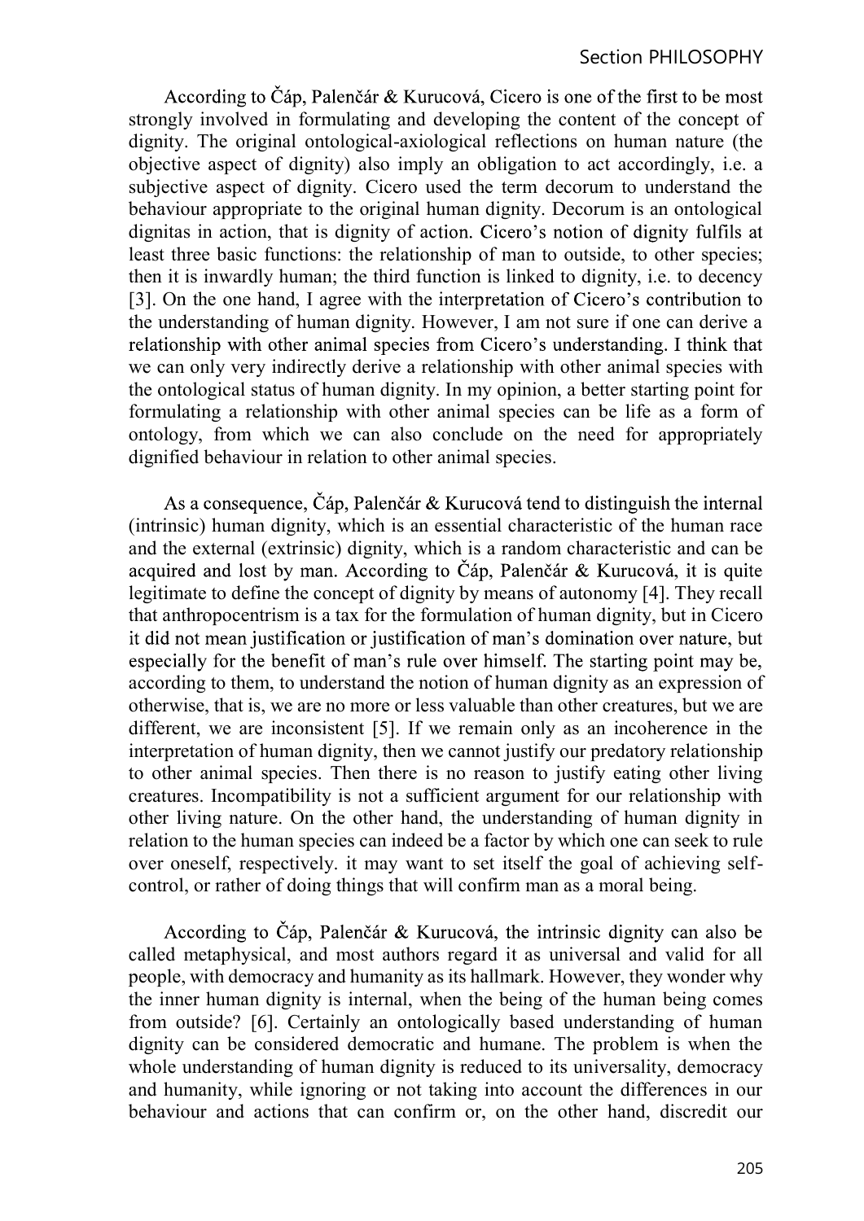According to Čáp, Palenčár & Kurucová, Cicero is one of the first to be most strongly involved in formulating and developing the content of the concept of dignity. The original ontological-axiological reflections on human nature (the objective aspect of dignity) also imply an obligation to act accordingly, i.e. a subjective aspect of dignity. Cicero used the term decorum to understand the behaviour appropriate to the original human dignity. Decorum is an ontological dignitas in action, that is dignity of action. Cicero's notion of dignity fulfils at least three basic functions: the relationship of man to outside, to other species; then it is inwardly human; the third function is linked to dignity, i.e. to decency [3]. On the one hand, I agree with the interpretation of Cicero's contribution to the understanding of human dignity. However, I am not sure if one can derive a relationship with other animal species from Cicero's understanding. I think that we can only very indirectly derive a relationship with other animal species with the ontological status of human dignity. In my opinion, a better starting point for formulating a relationship with other animal species can be life as a form of ontology, from which we can also conclude on the need for appropriately dignified behaviour in relation to other animal species.

As a consequence, Čáp, Palenčár & Kurucová tend to distinguish the internal (intrinsic) human dignity, which is an essential characteristic of the human race and the external (extrinsic) dignity, which is a random characteristic and can be acquired and lost by man. According to Čáp, Palenčár & Kurucová, it is quite legitimate to define the concept of dignity by means of autonomy [4]. They recall that anthropocentrism is a tax for the formulation of human dignity, but in Cicero it did not mean justification or justification of man's domination over nature, but especially for the benefit of man's rule over himself. The starting point may be, according to them, to understand the notion of human dignity as an expression of otherwise, that is, we are no more or less valuable than other creatures, but we are different, we are inconsistent [5]. If we remain only as an incoherence in the interpretation of human dignity, then we cannot justify our predatory relationship to other animal species. Then there is no reason to justify eating other living creatures. Incompatibility is not a sufficient argument for our relationship with other living nature. On the other hand, the understanding of human dignity in relation to the human species can indeed be a factor by which one can seek to rule over oneself, respectively. it may want to set itself the goal of achieving self-control, or rather of doing things that will confirm man as a moral being.

According to Čáp, Palenčár & Kurucová, the intrinsic dignity can also be called metaphysical, and most authors regard it as universal and valid for all people, with democracy and humanity as its hallmark. However, they wonder why the inner human dignity is internal, when the being of the human being comes from outside? [6]. Certainly an ontologically based understanding of human dignity can be considered democratic and humane. The problem is when the whole understanding of human dignity is reduced to its universality, democracy and humanity, while ignoring or not taking into account the differences in our behaviour and actions that can confirm or, on the other hand, discredit our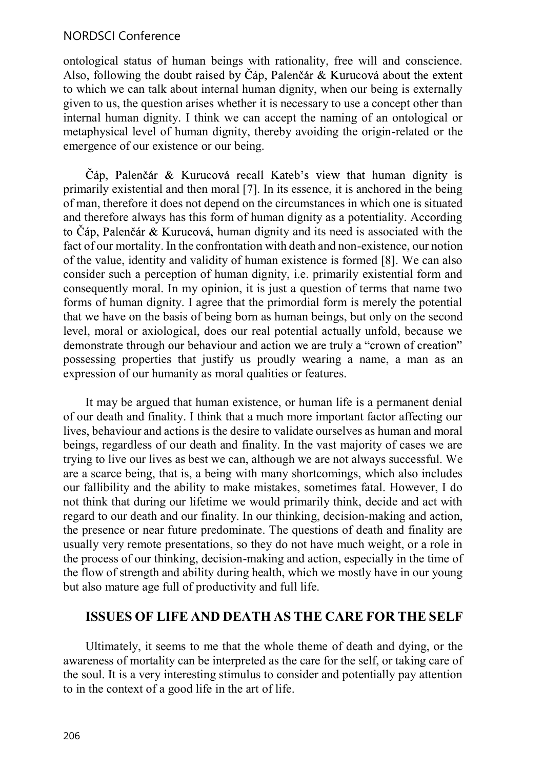ontological status of human beings with rationality, free will and conscience. Also, following the doubt raised by Čáp, Palenčár & Kurucová about the extent to which we can talk about internal human dignity, when our being is externally given to us, the question arises whether it is necessary to use a concept other than internal human dignity. I think we can accept the naming of an ontological or metaphysical level of human dignity, thereby avoiding the origin-related or the emergence of our existence or our being.

Čáp, Palenčár & Kurucová recall Kateb's view that human dignity is primarily existential and then moral [7]. In its essence, it is anchored in the being of man, therefore it does not depend on the circumstances in which one is situated and therefore always has this form of human dignity as a potentiality. According to Čáp, Palenčár & Kurucová, human dignity and its need is associated with the fact of our mortality. In the confrontation with death and non-existence, our notion of the value, identity and validity of human existence is formed [8]. We can also consider such a perception of human dignity, i.e. primarily existential form and consequently moral. In my opinion, it is just a question of terms that name two forms of human dignity. I agree that the primordial form is merely the potential that we have on the basis of being born as human beings, but only on the second level, moral or axiological, does our real potential actually unfold, because we demonstrate through our behaviour and action we are truly a "crown of creation" possessing properties that justify us proudly wearing a name, a man as an expression of our humanity as moral qualities or features.

It may be argued that human existence, or human life is a permanent denial of our death and finality. I think that a much more important factor affecting our lives, behaviour and actions is the desire to validate ourselves as human and moral beings, regardless of our death and finality. In the vast majority of cases we are trying to live our lives as best we can, although we are not always successful. We are a scarce being, that is, a being with many shortcomings, which also includes our fallibility and the ability to make mistakes, sometimes fatal. However, I do not think that during our lifetime we would primarily think, decide and act with regard to our death and our finality. In our thinking, decision-making and action, the presence or near future predominate. The questions of death and finality are usually very remote presentations, so they do not have much weight, or a role in the process of our thinking, decision-making and action, especially in the time of the flow of strength and ability during health, which we mostly have in our young but also mature age full of productivity and full life.

## ISSUES OF LIFE AND DEATH AS THE CARE FOR THE SELF

Ultimately, it seems to me that the whole theme of death and dying, or the awareness of mortality can be interpreted as the care for the self, or taking care of the soul. It is a very interesting stimulus to consider and potentially pay attention to in the context of a good life in the art of life.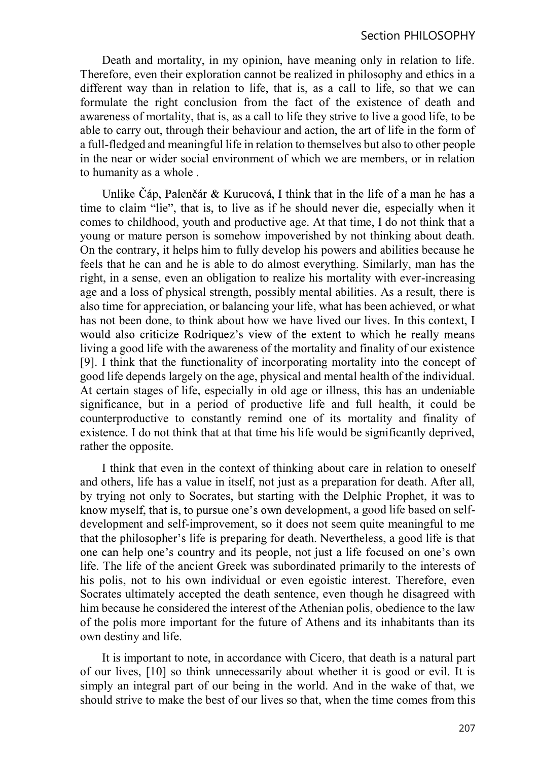Death and mortality, in my opinion, have meaning only in relation to life. Therefore, even their exploration cannot be realized in philosophy and ethics in a different way than in relation to life, that is, as a call to life, so that we can formulate the right conclusion from the fact of the existence of death and awareness of mortality, that is, as a call to life they strive to live a good life, to be able to carry out, through their behaviour and action, the art of life in the form of a full-fledged and meaningful life in relation to themselves but also to other people in the near or wider social environment of which we are members, or in relation to humanity as a whole .

Unlike Čáp, Palenčár & Kurucová, I think that in the life of a man he has a time to claim "lie", that is, to live as if he should never die, especially when it comes to childhood, youth and productive age. At that time, I do not think that a young or mature person is somehow impoverished by not thinking about death. On the contrary, it helps him to fully develop his powers and abilities because he feels that he can and he is able to do almost everything. Similarly, man has the right, in a sense, even an obligation to realize his mortality with ever-increasing age and a loss of physical strength, possibly mental abilities. As a result, there is also time for appreciation, or balancing your life, what has been achieved, or what has not been done, to think about how we have lived our lives. In this context, I would also criticize Rodriquez's view of the extent to which he really means living a good life with the awareness of the mortality and finality of our existence [9]. I think that the functionality of incorporating mortality into the concept of good life depends largely on the age, physical and mental health of the individual. At certain stages of life, especially in old age or illness, this has an undeniable significance, but in a period of productive life and full health, it could be counterproductive to constantly remind one of its mortality and finality of existence. I do not think that at that time his life would be significantly deprived, rather the opposite.

I think that even in the context of thinking about care in relation to oneself and others, life has a value in itself, not just as a preparation for death. After all, by trying not only to Socrates, but starting with the Delphic Prophet, it was to know myself, that is, to pursue one's own development, a good life based on self-development and self-improvement, so it does not seem quite meaningful to me that the philosopher's life is preparing for death. Nevertheless, a good life is that one can help one's country and its people, not just a life focused on one's own life. The life of the ancient Greek was subordinated primarily to the interests of his polis, not to his own individual or even egoistic interest. Therefore, even Socrates ultimately accepted the death sentence, even though he disagreed with him because he considered the interest of the Athenian polis, obedience to the law of the polis more important for the future of Athens and its inhabitants than its own destiny and life.

It is important to note, in accordance with Cicero, that death is a natural part of our lives, [10] so think unnecessarily about whether it is good or evil. It is simply an integral part of our being in the world. And in the wake of that, we should strive to make the best of our lives so that, when the time comes from this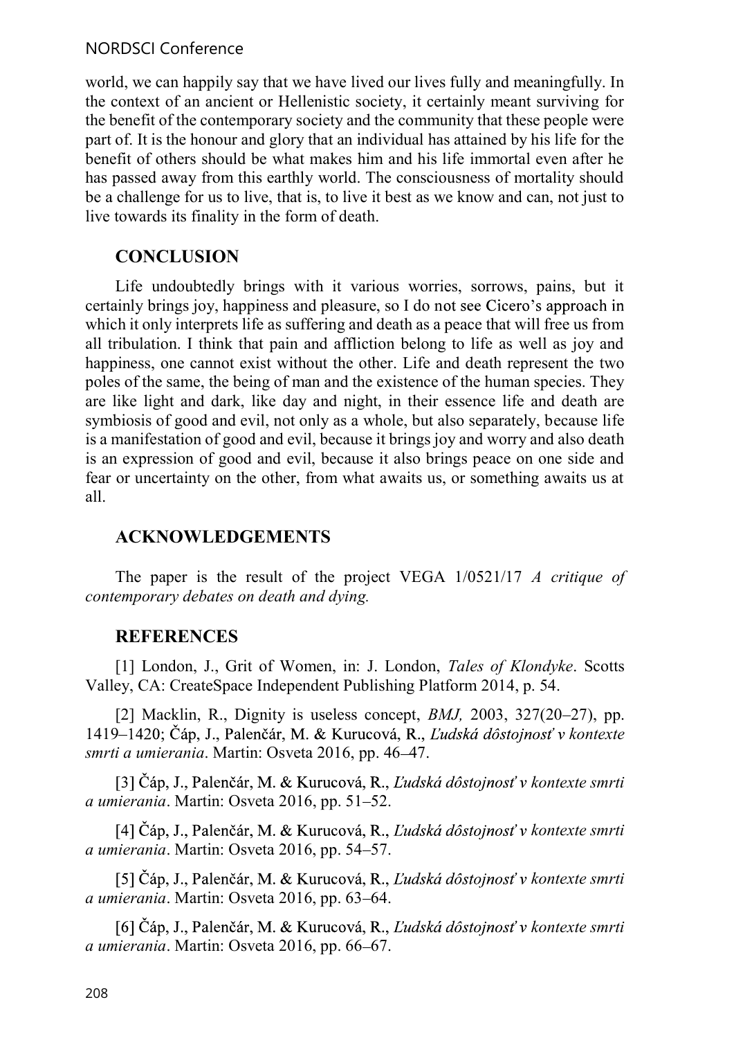world, we can happily say that we have lived our lives fully and meaningfully. In the context of an ancient or Hellenistic society, it certainly meant surviving for the benefit of the contemporary society and the community that these people were part of. It is the honour and glory that an individual has attained by his life for the benefit of others should be what makes him and his life immortal even after he has passed away from this earthly world. The consciousness of mortality should be a challenge for us to live, that is, to live it best as we know and can, not just to live towards its finality in the form of death.

## CONCLUSION

Life undoubtedly brings with it various worries, sorrows, pains, but it certainly brings joy, happiness and pleasure, so I do not see Cicero's approach in which it only interprets life as suffering and death as a peace that will free us from all tribulation. I think that pain and affliction belong to life as well as joy and happiness, one cannot exist without the other. Life and death represent the two poles of the same, the being of man and the existence of the human species. They are like light and dark, like day and night, in their essence life and death are symbiosis of good and evil, not only as a whole, but also separately, because life is a manifestation of good and evil, because it brings joy and worry and also death is an expression of good and evil, because it also brings peace on one side and fear or uncertainty on the other, from what awaits us, or something awaits us at all.

## ACKNOWLEDGEMENTS

The paper is the result of the project VEGA 1/0521/17 *A critique of contemporary debates on death and dying.*

## REFERENCES

[1] London, J., Grit of Women, in: J. London, *Tales of Klondyke*. Scotts Valley, CA: CreateSpace Independent Publishing Platform 2014, p. 54.

[2] Macklin, R., Dignity is useless concept, *BMJ,* 2003, 327(20–27), pp. 1419–1420; Čáp, J., Palenčár, M. & Kurucová, R., *Ľudská dôstojnosť v kontexte smrti a umierania*. Martin: Osveta 2016, pp. 46–47.

[3] Čáp, J., Palenčár, M. & Kurucová, R., *Ľudská dôstojnosť v kontexte smrti a umierania*. Martin: Osveta 2016, pp. 51–52.

[4] Čáp, J., Palenčár, M. & Kurucová, R., *Ľudská dôstojnosť v kontexte smrti a umierania*. Martin: Osveta 2016, pp. 54–57.

[5] Čáp, J., Palenčár, M. & Kurucová, R., *Ľudská dôstojnosť v kontexte smrti a umierania*. Martin: Osveta 2016, pp. 63–64.

[6] Čáp, J., Palenčár, M. & Kurucová, R., *Ľudská dôstojnosť v kontexte smrti a umierania*. Martin: Osveta 2016, pp. 66–67.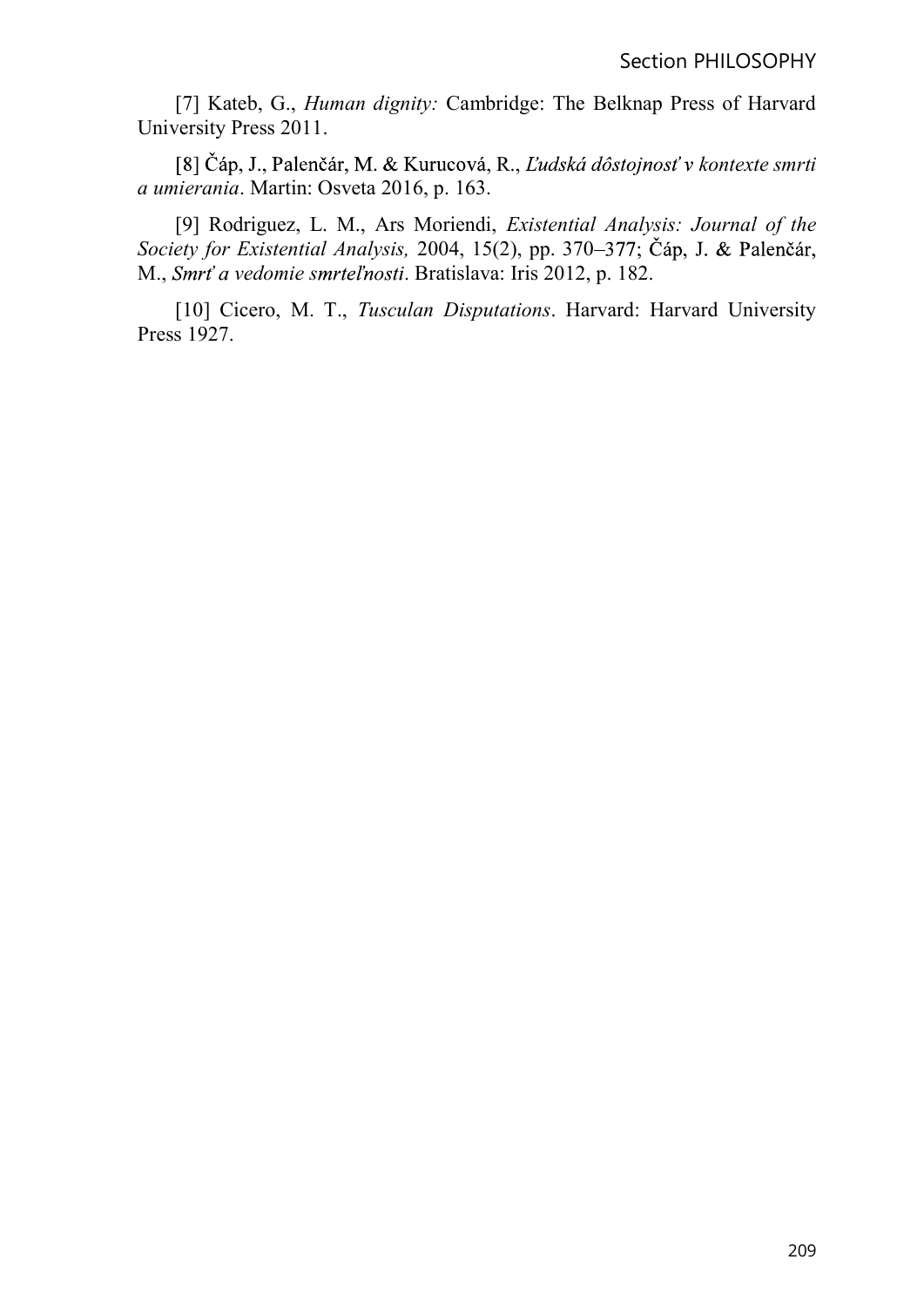[7] Kateb, G., *Human dignity:* Cambridge: The Belknap Press of Harvard University Press 2011.

[8] Čáp, J., Palenčár, M. & Kurucová, R., *Ľudská dôstojnosť v kontexte smrti a umierania*. Martin: Osveta 2016, p. 163.

[9] Rodriguez, L. M., Ars Moriendi, *Existential Analysis: Journal of the Society for Existential Analysis,* 2004, 15(2), pp. 370–377; Čáp, J. & Palenčár, M., *Smrť a vedomie smrteľnosti*. Bratislava: Iris 2012, p. 182.

[10] Cicero, M. T., *Tusculan Disputations*. Harvard: Harvard University Press 1927.